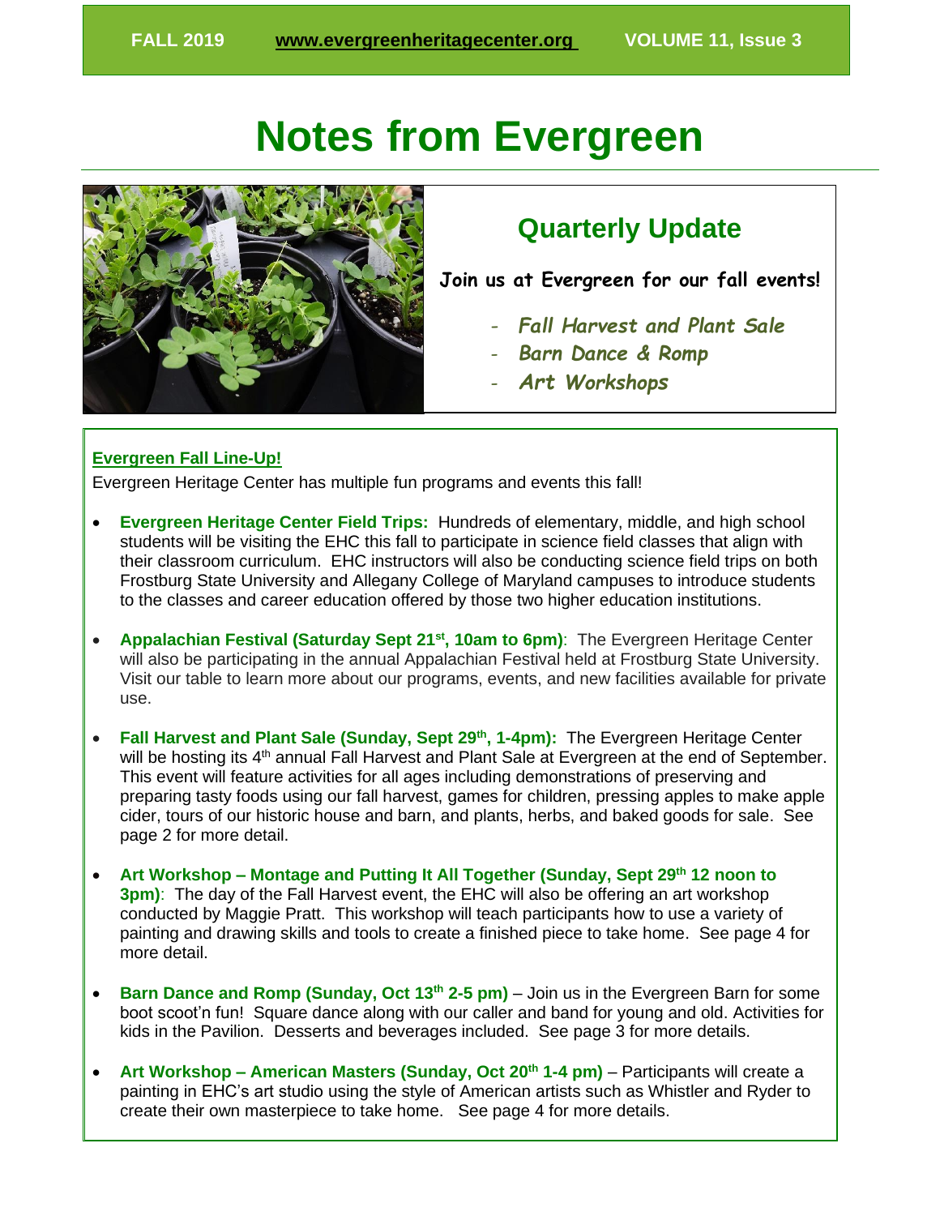FALL 2019 www.evergreenheritagecenter.org VOLUME 11, Issue 3

# Notes from Evergreen

## Quarterly Update

**Join us at Evergreen for our fall events!**

- *Fall Harvest and Plant Sale*
- *Barn Dance & Romp*
- *Art Workshops*

### Evergreen Fall Line-Up!

Evergreen Heritage Center has multiple fun programs and events this fall!

- **Evergreen Heritage Center Field Trips:** Hundreds of elementary, middle, and high school students will be visiting the EHC this fall to participate in science field classes that align with their classroom curriculum. EHC instructors will also be conducting science field trips on both Frostburg State University and Allegany College of Maryland campuses to introduce students to the classes and career education offered by those two higher education institutions.

- **Appalachian Festival (Saturday Sept 21st, 10am to 6pm)**: The Evergreen Heritage Center will also be participating in the annual Appalachian Festival held at Frostburg State University. Visit our table to learn more about our programs, events, and new facilities available for private use.

- **Fall Harvest and Plant Sale (Sunday, Sept 29th, 1-4pm):** The Evergreen Heritage Center will be hosting its 4th annual Fall Harvest and Plant Sale at Evergreen at the end of September. This event will feature activities for all ages including demonstrations of preserving and preparing tasty foods using our fall harvest, games for children, pressing apples to make apple cider, tours of our historic house and barn, and plants, herbs, and baked goods for sale. See page 2 for more detail.

- **Art Workshop – Montage and Putting It All Together (Sunday, Sept 29th 12 noon to 3pm)**: The day of the Fall Harvest event, the EHC will also be offering an art workshop conducted by Maggie Pratt. This workshop will teach participants how to use a variety of painting and drawing skills and tools to create a finished piece to take home. See page 4 for more detail.

- **Barn Dance and Romp (Sunday, Oct 13th 2-5 pm)** – Join us in the Evergreen Barn for some boot scoot'n fun! Square dance along with our caller and band for young and old. Activities for kids in the Pavilion. Desserts and beverages included. See page 3 for more details.

- **Art Workshop – American Masters (Sunday, Oct 20th 1-4 pm)** – Participants will create a painting in EHC's art studio using the style of American artists such as Whistler and Ryder to create their own masterpiece to take home. See page 4 for more details.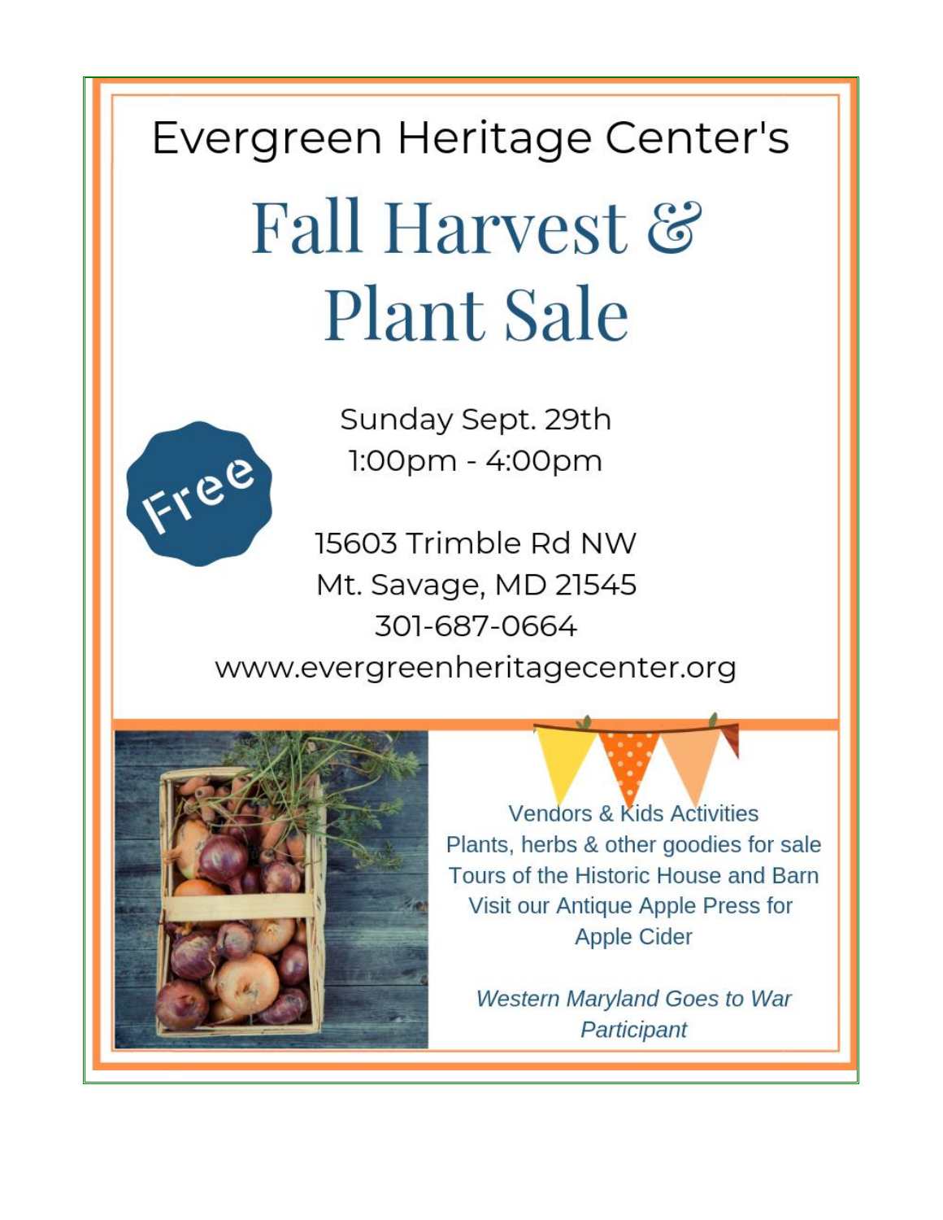Evergreen Heritage Center's

# Fall Harvest & Plant Sale

Free

Sunday Sept. 29th
1:00pm - 4:00pm

15603 Trimble Rd NW
Mt. Savage, MD 21545
301-687-0664
www.evergreenheritagecenter.org

Vendors & Kids Activities
Plants, herbs & other goodies for sale
Tours of the Historic House and Barn
Visit our Antique Apple Press for Apple Cider

*Western Maryland Goes to War Participant*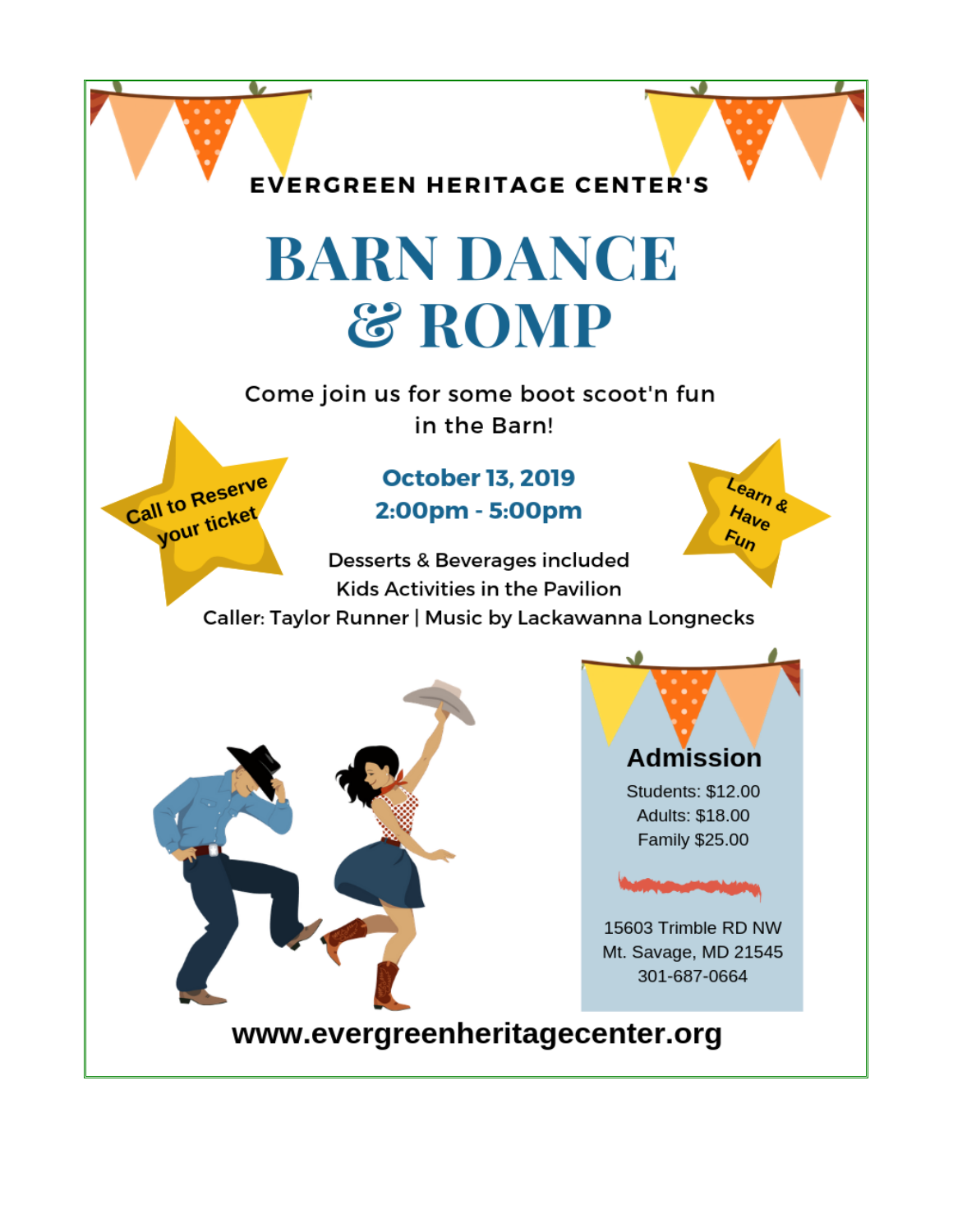EVERGREEN HERITAGE CENTER'S

# BARN DANCE & ROMP

Come join us for some boot scoot'n fun in the Barn!

Call to Reserve your ticket

**October 13, 2019**
**2:00pm - 5:00pm**

Learn & Have Fun

Desserts & Beverages included
Kids Activities in the Pavilion
Caller: Taylor Runner | Music by Lackawanna Longnecks

## Admission

Students: $12.00
Adults: $18.00
Family $25.00

15603 Trimble RD NW
Mt. Savage, MD 21545
301-687-0664

**www.evergreenheritagecenter.org**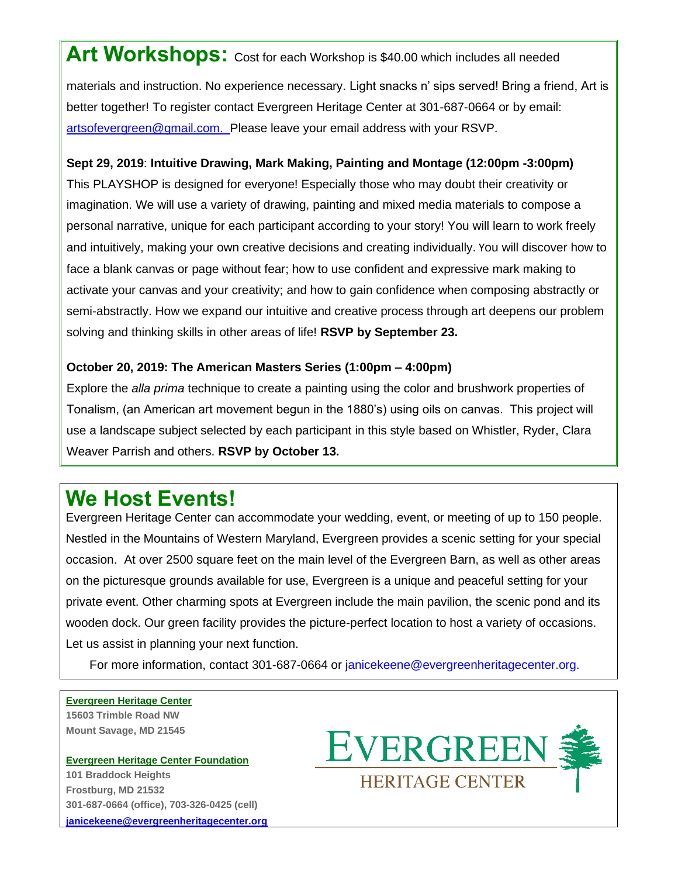## Art Workshops:

Cost for each Workshop is $40.00 which includes all needed materials and instruction. No experience necessary. Light snacks n' sips served! Bring a friend, Art is better together! To register contact Evergreen Heritage Center at 301-687-0664 or by email: artsofevergreen@gmail.com. Please leave your email address with your RSVP.

**Sept 29, 2019**: **Intuitive Drawing, Mark Making, Painting and Montage (12:00pm -3:00pm)**
This PLAYSHOP is designed for everyone! Especially those who may doubt their creativity or imagination. We will use a variety of drawing, painting and mixed media materials to compose a personal narrative, unique for each participant according to your story! You will learn to work freely and intuitively, making your own creative decisions and creating individually. You will discover how to face a blank canvas or page without fear; how to use confident and expressive mark making to activate your canvas and your creativity; and how to gain confidence when composing abstractly or semi-abstractly. How we expand our intuitive and creative process through art deepens our problem solving and thinking skills in other areas of life! **RSVP by September 23.**

**October 20, 2019: The American Masters Series (1:00pm – 4:00pm)**
Explore the *alla prima* technique to create a painting using the color and brushwork properties of Tonalism, (an American art movement begun in the 1880's) using oils on canvas. This project will use a landscape subject selected by each participant in this style based on Whistler, Ryder, Clara Weaver Parrish and others. **RSVP by October 13.**

## We Host Events!

Evergreen Heritage Center can accommodate your wedding, event, or meeting of up to 150 people. Nestled in the Mountains of Western Maryland, Evergreen provides a scenic setting for your special occasion. At over 2500 square feet on the main level of the Evergreen Barn, as well as other areas on the picturesque grounds available for use, Evergreen is a unique and peaceful setting for your private event. Other charming spots at Evergreen include the main pavilion, the scenic pond and its wooden dock. Our green facility provides the picture-perfect location to host a variety of occasions. Let us assist in planning your next function.

For more information, contact 301-687-0664 or janicekeene@evergreenheritagecenter.org.

**Evergreen Heritage Center**
**15603 Trimble Road NW**
**Mount Savage, MD 21545**

**Evergreen Heritage Center Foundation**
**101 Braddock Heights**
**Frostburg, MD 21532**
**301-687-0664 (office), 703-326-0425 (cell)**
**janicekeene@evergreenheritagecenter.org**

EVERGREEN
HERITAGE CENTER